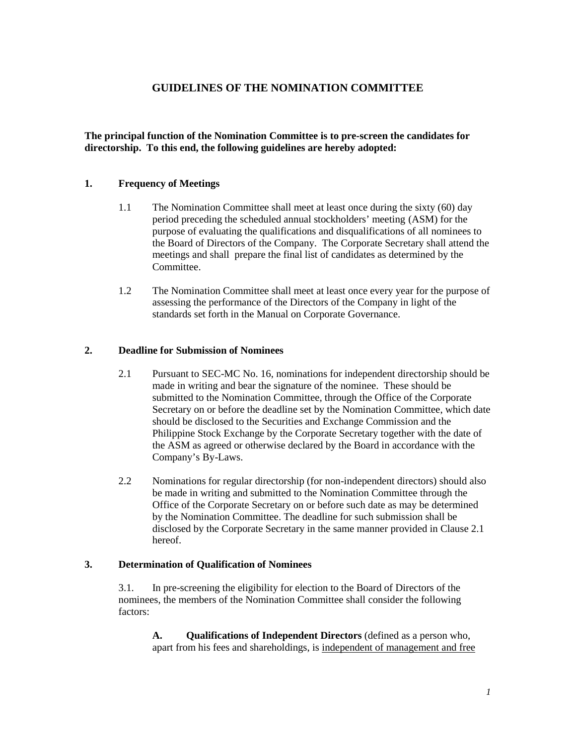# GUIDELINES OF THE NOMINATION COMMITTEE

**The principal function of the Nomination Committee is to pre-screen the candidates for directorship. To this end, the following guidelines are hereby adopted:**

## 1. Frequency of Meetings

1.1 The Nomination Committee shall meet at least once during the sixty (60) day period preceding the scheduled annual stockholders' meeting (ASM) for the purpose of evaluating the qualifications and disqualifications of all nominees to the Board of Directors of the Company. The Corporate Secretary shall attend the meetings and shall prepare the final list of candidates as determined by the Committee.

1.2 The Nomination Committee shall meet at least once every year for the purpose of assessing the performance of the Directors of the Company in light of the standards set forth in the Manual on Corporate Governance.

## 2. Deadline for Submission of Nominees

2.1 Pursuant to SEC-MC No. 16, nominations for independent directorship should be made in writing and bear the signature of the nominee. These should be submitted to the Nomination Committee, through the Office of the Corporate Secretary on or before the deadline set by the Nomination Committee, which date should be disclosed to the Securities and Exchange Commission and the Philippine Stock Exchange by the Corporate Secretary together with the date of the ASM as agreed or otherwise declared by the Board in accordance with the Company's By-Laws.

2.2 Nominations for regular directorship (for non-independent directors) should also be made in writing and submitted to the Nomination Committee through the Office of the Corporate Secretary on or before such date as may be determined by the Nomination Committee. The deadline for such submission shall be disclosed by the Corporate Secretary in the same manner provided in Clause 2.1 hereof.

## 3. Determination of Qualification of Nominees

3.1. In pre-screening the eligibility for election to the Board of Directors of the nominees, the members of the Nomination Committee shall consider the following factors:

**A. Qualifications of Independent Directors** (defined as a person who, apart from his fees and shareholdings, is <u>independent of management and free</u>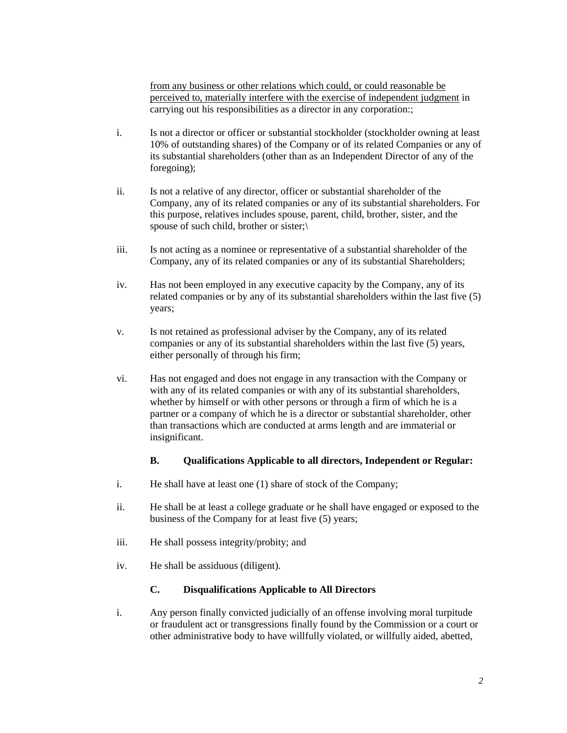<u>from any business or other relations which could, or could reasonable be perceived to, materially interfere with the exercise of independent judgment</u> in carrying out his responsibilities as a director in any corporation:;

i. Is not a director or officer or substantial stockholder (stockholder owning at least 10% of outstanding shares) of the Company or of its related Companies or any of its substantial shareholders (other than as an Independent Director of any of the foregoing);

ii. Is not a relative of any director, officer or substantial shareholder of the Company, any of its related companies or any of its substantial shareholders. For this purpose, relatives includes spouse, parent, child, brother, sister, and the spouse of such child, brother or sister;\

iii. Is not acting as a nominee or representative of a substantial shareholder of the Company, any of its related companies or any of its substantial Shareholders;

iv. Has not been employed in any executive capacity by the Company, any of its related companies or by any of its substantial shareholders within the last five (5) years;

v. Is not retained as professional adviser by the Company, any of its related companies or any of its substantial shareholders within the last five (5) years, either personally of through his firm;

vi. Has not engaged and does not engage in any transaction with the Company or with any of its related companies or with any of its substantial shareholders, whether by himself or with other persons or through a firm of which he is a partner or a company of which he is a director or substantial shareholder, other than transactions which are conducted at arms length and are immaterial or insignificant.

**B. Qualifications Applicable to all directors, Independent or Regular:**

i. He shall have at least one (1) share of stock of the Company;

ii. He shall be at least a college graduate or he shall have engaged or exposed to the business of the Company for at least five (5) years;

iii. He shall possess integrity/probity; and

iv. He shall be assiduous (diligent).

**C. Disqualifications Applicable to All Directors**

i. Any person finally convicted judicially of an offense involving moral turpitude or fraudulent act or transgressions finally found by the Commission or a court or other administrative body to have willfully violated, or willfully aided, abetted,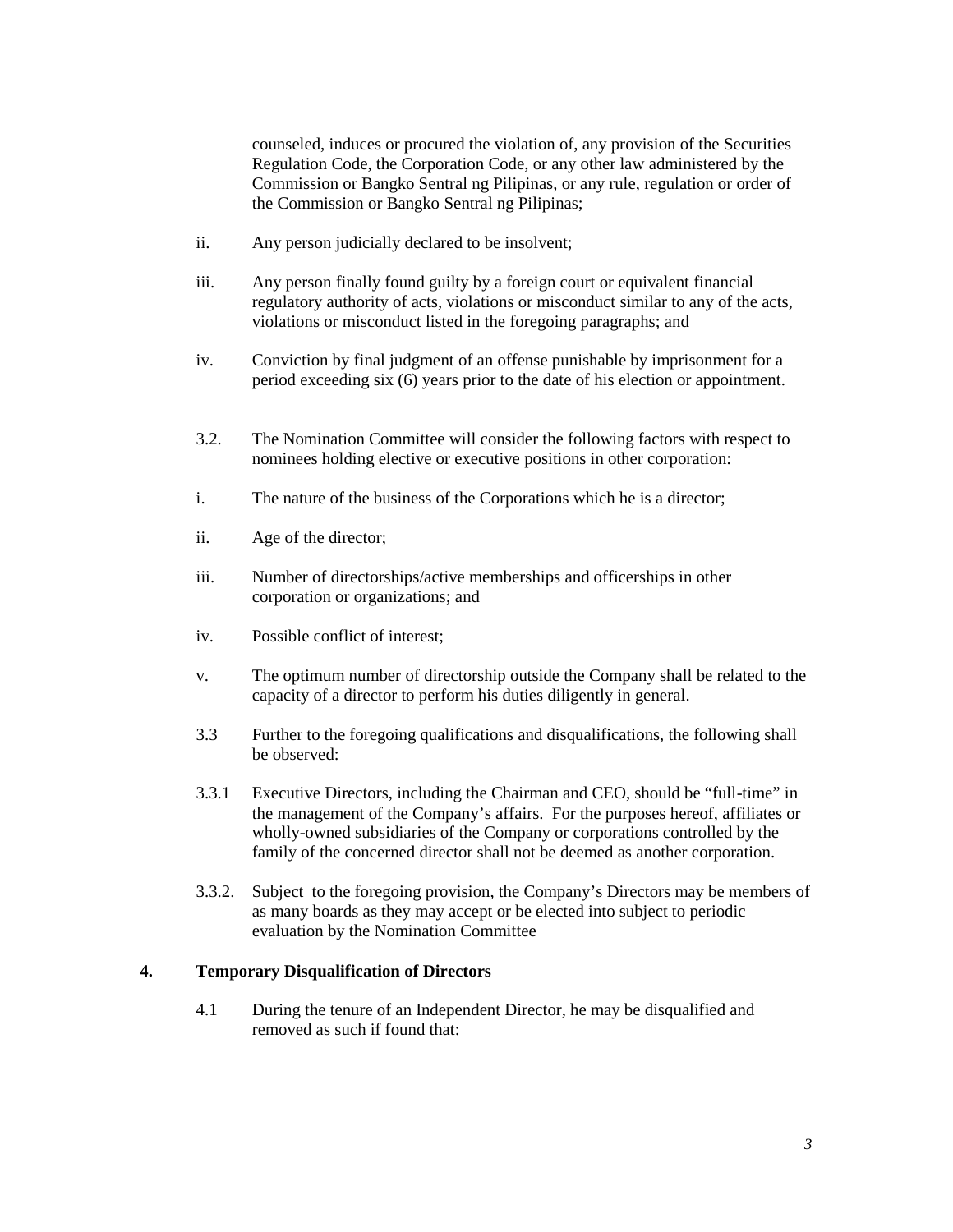counseled, induces or procured the violation of, any provision of the Securities Regulation Code, the Corporation Code, or any other law administered by the Commission or Bangko Sentral ng Pilipinas, or any rule, regulation or order of the Commission or Bangko Sentral ng Pilipinas;

ii. Any person judicially declared to be insolvent;

iii. Any person finally found guilty by a foreign court or equivalent financial regulatory authority of acts, violations or misconduct similar to any of the acts, violations or misconduct listed in the foregoing paragraphs; and

iv. Conviction by final judgment of an offense punishable by imprisonment for a period exceeding six (6) years prior to the date of his election or appointment.

3.2. The Nomination Committee will consider the following factors with respect to nominees holding elective or executive positions in other corporation:

i. The nature of the business of the Corporations which he is a director;

ii. Age of the director;

iii. Number of directorships/active memberships and officerships in other corporation or organizations; and

iv. Possible conflict of interest;

v. The optimum number of directorship outside the Company shall be related to the capacity of a director to perform his duties diligently in general.

3.3 Further to the foregoing qualifications and disqualifications, the following shall be observed:

3.3.1 Executive Directors, including the Chairman and CEO, should be "full-time" in the management of the Company's affairs. For the purposes hereof, affiliates or wholly-owned subsidiaries of the Company or corporations controlled by the family of the concerned director shall not be deemed as another corporation.

3.3.2. Subject to the foregoing provision, the Company's Directors may be members of as many boards as they may accept or be elected into subject to periodic evaluation by the Nomination Committee

## 4. Temporary Disqualification of Directors

4.1 During the tenure of an Independent Director, he may be disqualified and removed as such if found that: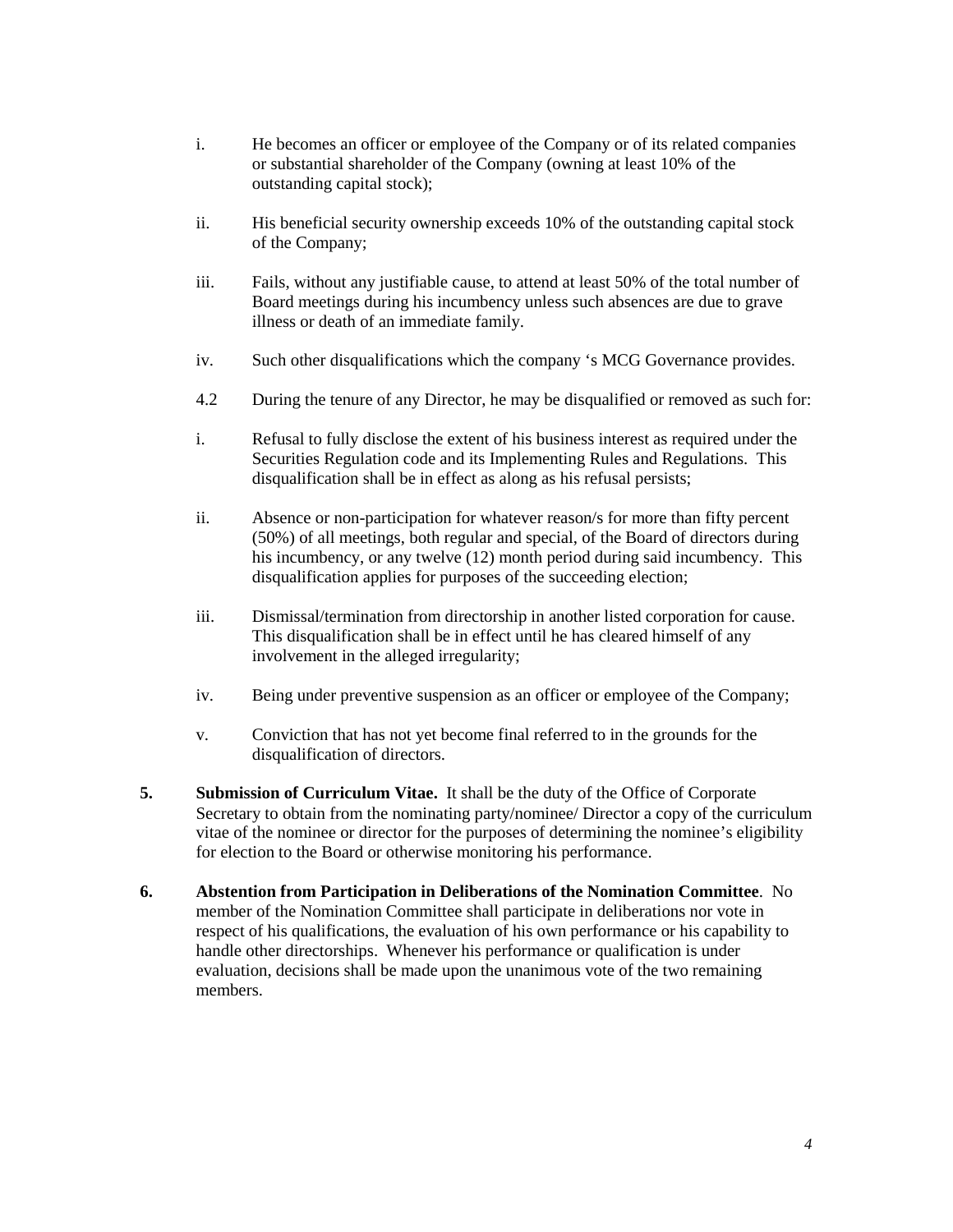i. He becomes an officer or employee of the Company or of its related companies or substantial shareholder of the Company (owning at least 10% of the outstanding capital stock);

ii. His beneficial security ownership exceeds 10% of the outstanding capital stock of the Company;

iii. Fails, without any justifiable cause, to attend at least 50% of the total number of Board meetings during his incumbency unless such absences are due to grave illness or death of an immediate family.

iv. Such other disqualifications which the company 's MCG Governance provides.

4.2 During the tenure of any Director, he may be disqualified or removed as such for:

i. Refusal to fully disclose the extent of his business interest as required under the Securities Regulation code and its Implementing Rules and Regulations. This disqualification shall be in effect as along as his refusal persists;

ii. Absence or non-participation for whatever reason/s for more than fifty percent (50%) of all meetings, both regular and special, of the Board of directors during his incumbency, or any twelve (12) month period during said incumbency. This disqualification applies for purposes of the succeeding election;

iii. Dismissal/termination from directorship in another listed corporation for cause. This disqualification shall be in effect until he has cleared himself of any involvement in the alleged irregularity;

iv. Being under preventive suspension as an officer or employee of the Company;

v. Conviction that has not yet become final referred to in the grounds for the disqualification of directors.

**5. Submission of Curriculum Vitae.** It shall be the duty of the Office of Corporate Secretary to obtain from the nominating party/nominee/ Director a copy of the curriculum vitae of the nominee or director for the purposes of determining the nominee's eligibility for election to the Board or otherwise monitoring his performance.

**6. Abstention from Participation in Deliberations of the Nomination Committee**. No member of the Nomination Committee shall participate in deliberations nor vote in respect of his qualifications, the evaluation of his own performance or his capability to handle other directorships. Whenever his performance or qualification is under evaluation, decisions shall be made upon the unanimous vote of the two remaining members.